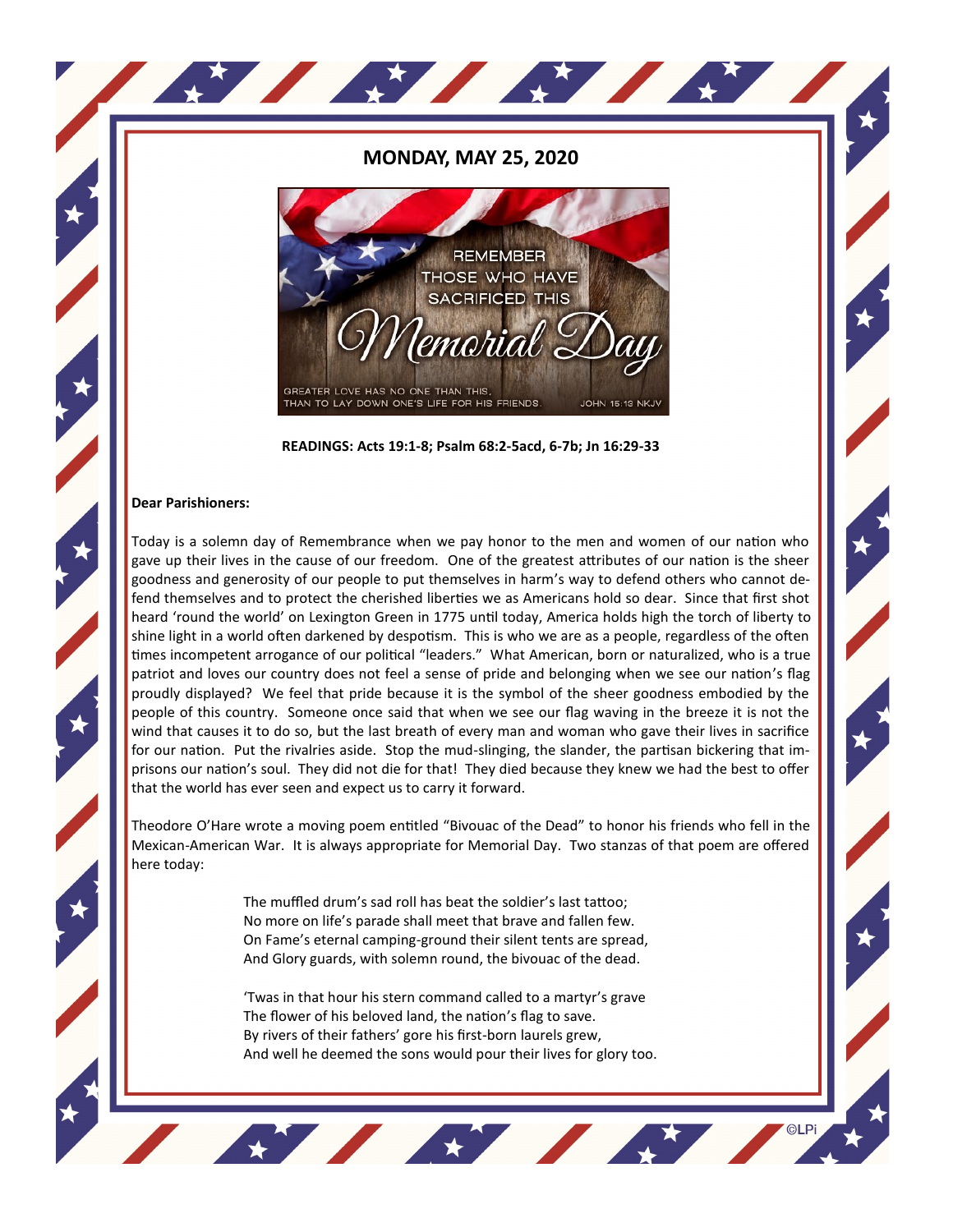## MONDAY, MAY 25, 2020

REMEMBER THOSE WHO HAVE SACRIFICED THIS *Memorial Day*

GREATER LOVE HAS NO ONE THAN THIS, THAN TO LAY DOWN ONE'S LIFE FOR HIS FRIENDS. JOHN 15:13 NKJV

**READINGS: Acts 19:1-8; Psalm 68:2-5acd, 6-7b; Jn 16:29-33**

**Dear Parishioners:**

Today is a solemn day of Remembrance when we pay honor to the men and women of our nation who gave up their lives in the cause of our freedom. One of the greatest attributes of our nation is the sheer goodness and generosity of our people to put themselves in harm's way to defend others who cannot defend themselves and to protect the cherished liberties we as Americans hold so dear. Since that first shot heard 'round the world' on Lexington Green in 1775 until today, America holds high the torch of liberty to shine light in a world often darkened by despotism. This is who we are as a people, regardless of the often times incompetent arrogance of our political "leaders." What American, born or naturalized, who is a true patriot and loves our country does not feel a sense of pride and belonging when we see our nation's flag proudly displayed? We feel that pride because it is the symbol of the sheer goodness embodied by the people of this country. Someone once said that when we see our flag waving in the breeze it is not the wind that causes it to do so, but the last breath of every man and woman who gave their lives in sacrifice for our nation. Put the rivalries aside. Stop the mud-slinging, the slander, the partisan bickering that imprisons our nation's soul. They did not die for that! They died because they knew we had the best to offer that the world has ever seen and expect us to carry it forward.

Theodore O'Hare wrote a moving poem entitled "Bivouac of the Dead" to honor his friends who fell in the Mexican-American War. It is always appropriate for Memorial Day. Two stanzas of that poem are offered here today:

> The muffled drum's sad roll has beat the soldier's last tattoo;
> No more on life's parade shall meet that brave and fallen few.
> On Fame's eternal camping-ground their silent tents are spread,
> And Glory guards, with solemn round, the bivouac of the dead.
>
> 'Twas in that hour his stern command called to a martyr's grave
> The flower of his beloved land, the nation's flag to save.
> By rivers of their fathers' gore his first-born laurels grew,
> And well he deemed the sons would pour their lives for glory too.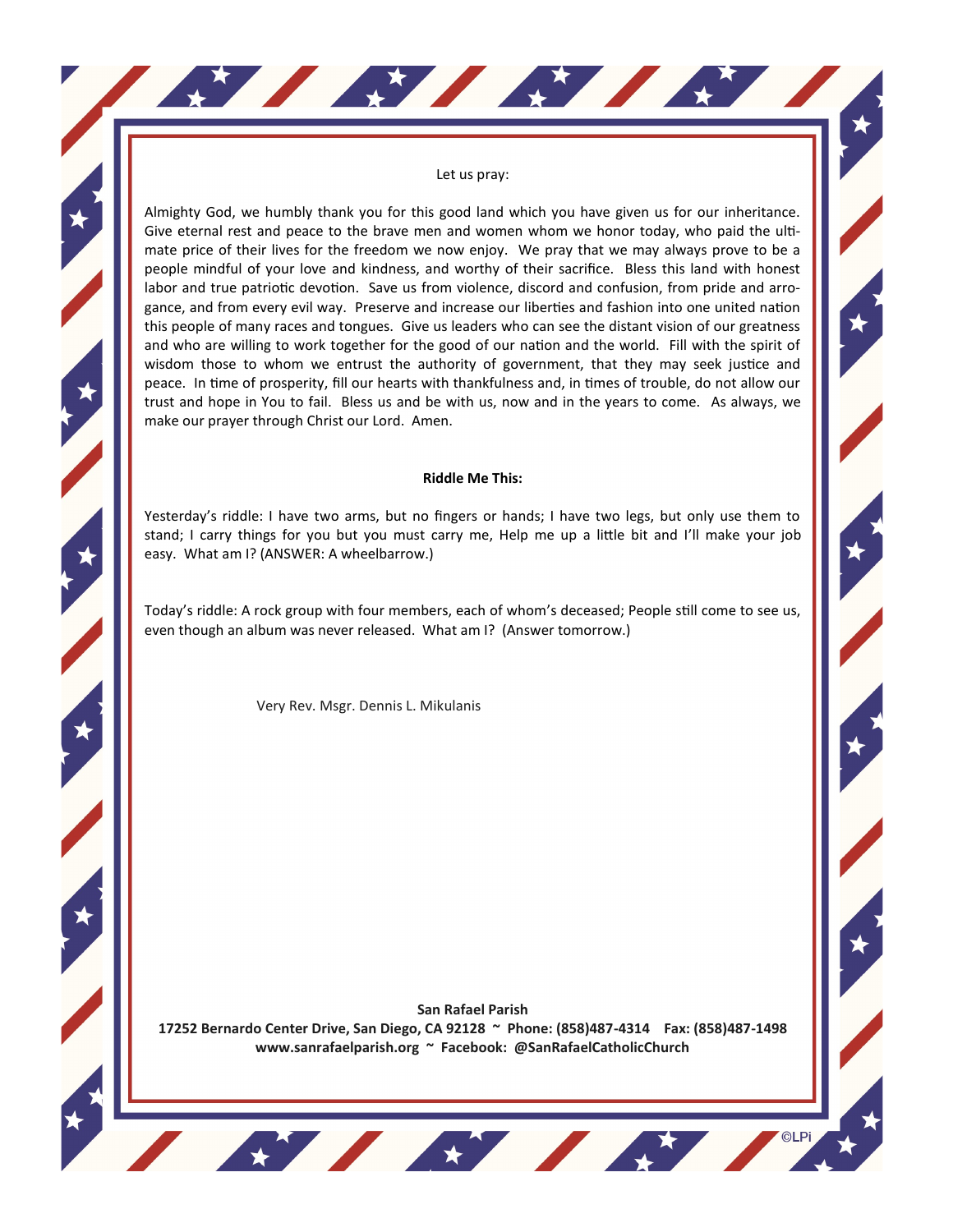Let us pray:

Almighty God, we humbly thank you for this good land which you have given us for our inheritance. Give eternal rest and peace to the brave men and women whom we honor today, who paid the ultimate price of their lives for the freedom we now enjoy. We pray that we may always prove to be a people mindful of your love and kindness, and worthy of their sacrifice. Bless this land with honest labor and true patriotic devotion. Save us from violence, discord and confusion, from pride and arrogance, and from every evil way. Preserve and increase our liberties and fashion into one united nation this people of many races and tongues. Give us leaders who can see the distant vision of our greatness and who are willing to work together for the good of our nation and the world. Fill with the spirit of wisdom those to whom we entrust the authority of government, that they may seek justice and peace. In time of prosperity, fill our hearts with thankfulness and, in times of trouble, do not allow our trust and hope in You to fail. Bless us and be with us, now and in the years to come. As always, we make our prayer through Christ our Lord. Amen.

**Riddle Me This:**

Yesterday's riddle: I have two arms, but no fingers or hands; I have two legs, but only use them to stand; I carry things for you but you must carry me, Help me up a little bit and I'll make your job easy. What am I? (ANSWER: A wheelbarrow.)

Today's riddle: A rock group with four members, each of whom's deceased; People still come to see us, even though an album was never released. What am I? (Answer tomorrow.)

Very Rev. Msgr. Dennis L. Mikulanis

**San Rafael Parish**
**17252 Bernardo Center Drive, San Diego, CA 92128 ~ Phone: (858)487-4314 Fax: (858)487-1498**
**www.sanrafaelparish.org ~ Facebook: @SanRafaelCatholicChurch**

©LPi